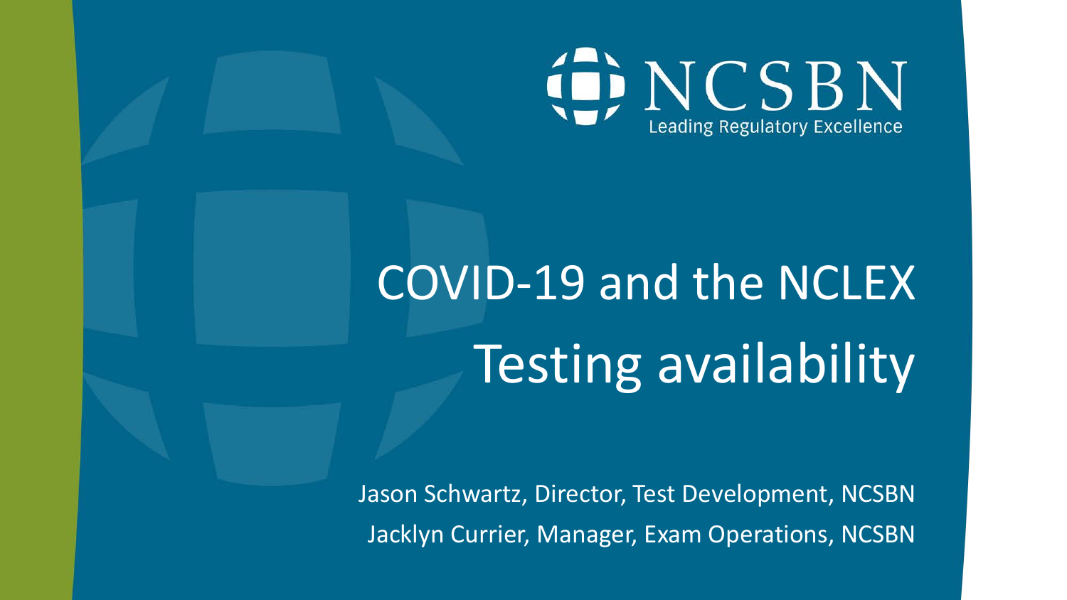NCSBN

Leading Regulatory Excellence

# COVID-19 and the NCLEX Testing availability

Jason Schwartz, Director, Test Development, NCSBN

Jacklyn Currier, Manager, Exam Operations, NCSBN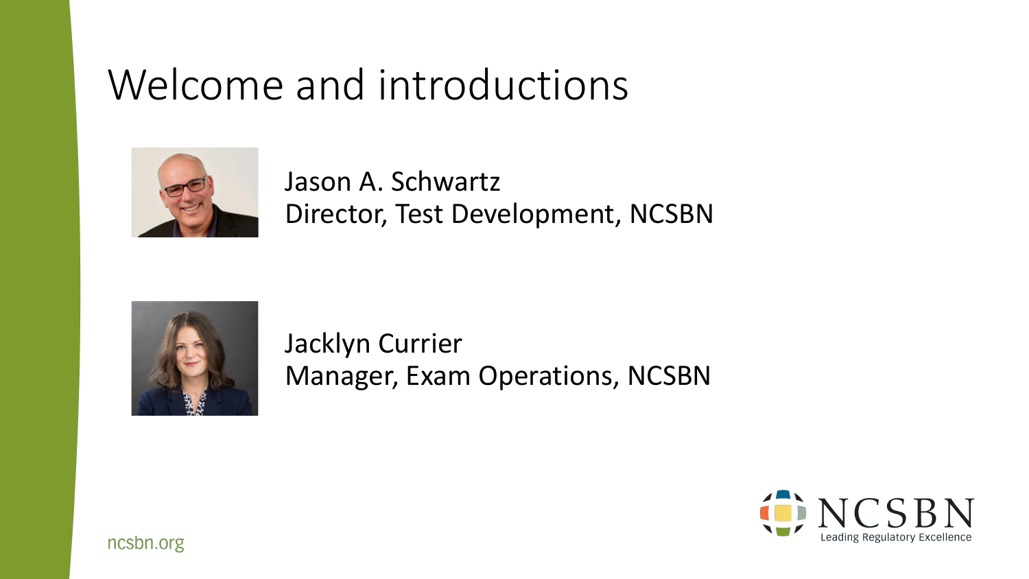# Welcome and introductions

Jason A. Schwartz
Director, Test Development, NCSBN

Jacklyn Currier
Manager, Exam Operations, NCSBN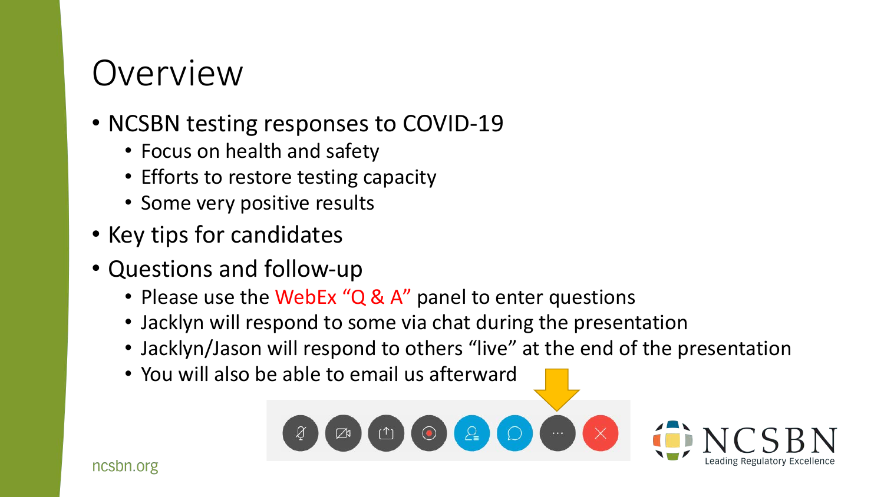# Overview

- NCSBN testing responses to COVID-19
  - Focus on health and safety
  - Efforts to restore testing capacity
  - Some very positive results
- Key tips for candidates
- Questions and follow-up
  - Please use the WebEx "Q & A" panel to enter questions
  - Jacklyn will respond to some via chat during the presentation
  - Jacklyn/Jason will respond to others "live" at the end of the presentation
  - You will also be able to email us afterward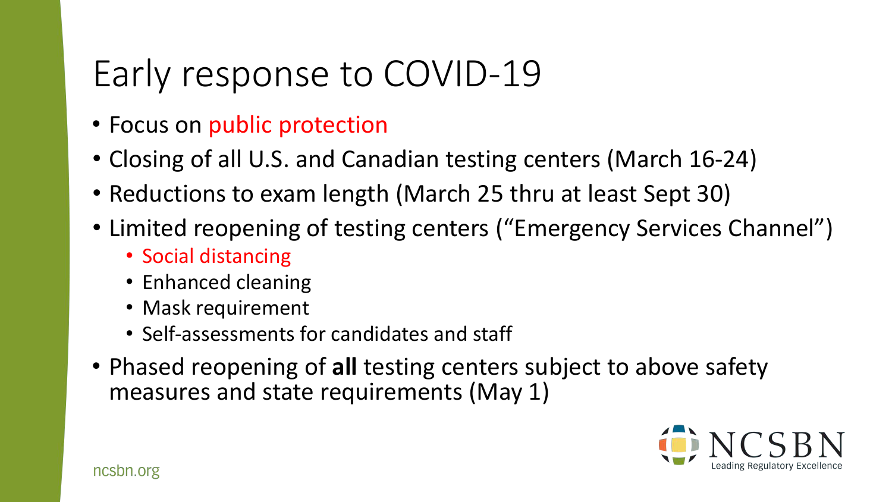# Early response to COVID-19

- Focus on public protection
- Closing of all U.S. and Canadian testing centers (March 16-24)
- Reductions to exam length (March 25 thru at least Sept 30)
- Limited reopening of testing centers ("Emergency Services Channel")
  - Social distancing
  - Enhanced cleaning
  - Mask requirement
  - Self-assessments for candidates and staff
- Phased reopening of **all** testing centers subject to above safety measures and state requirements (May 1)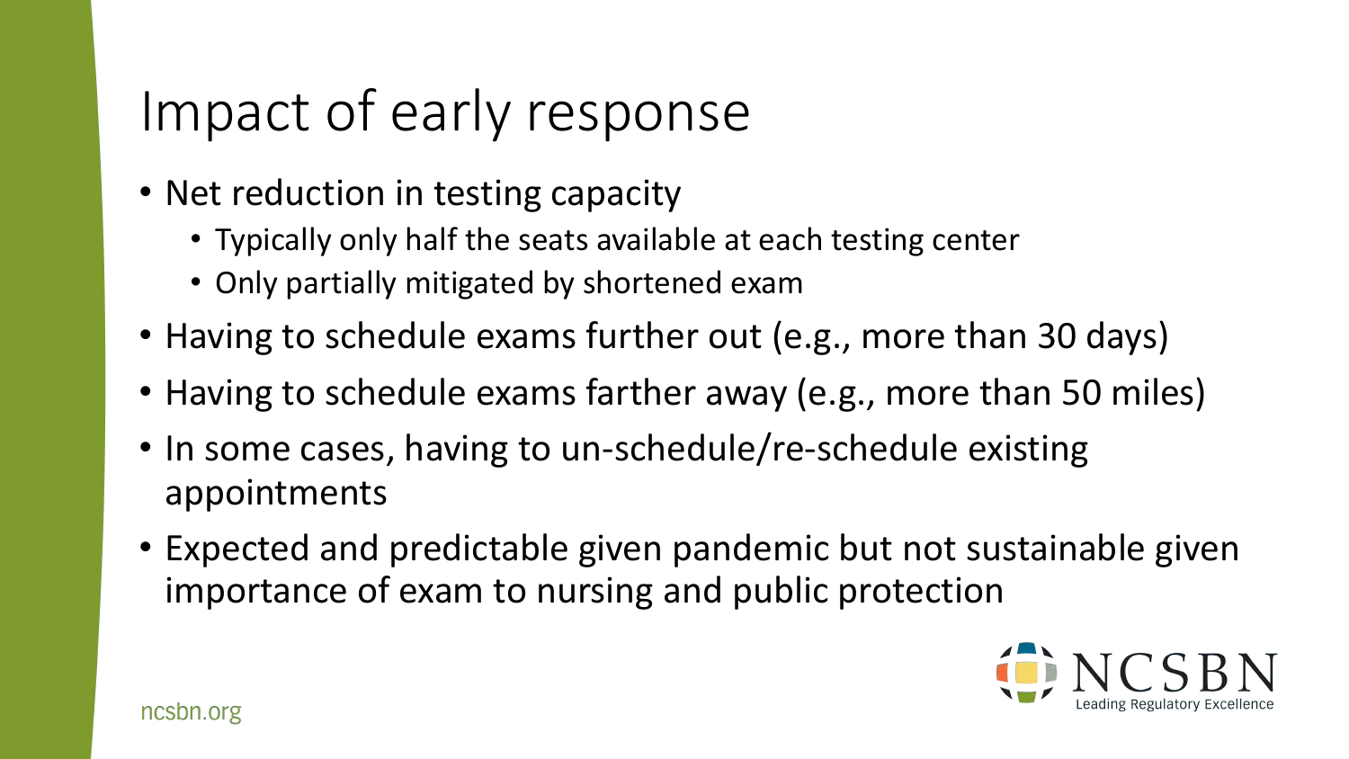# Impact of early response

- Net reduction in testing capacity
  - Typically only half the seats available at each testing center
  - Only partially mitigated by shortened exam
- Having to schedule exams further out (e.g., more than 30 days)
- Having to schedule exams farther away (e.g., more than 50 miles)
- In some cases, having to un-schedule/re-schedule existing appointments
- Expected and predictable given pandemic but not sustainable given importance of exam to nursing and public protection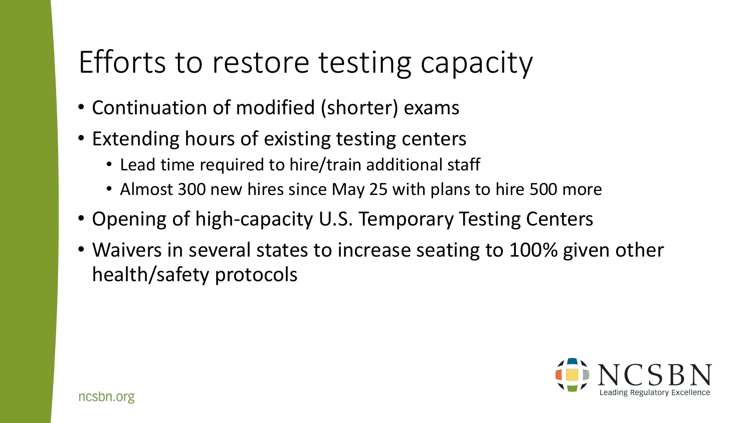# Efforts to restore testing capacity

- Continuation of modified (shorter) exams
- Extending hours of existing testing centers
  - Lead time required to hire/train additional staff
  - Almost 300 new hires since May 25 with plans to hire 500 more
- Opening of high-capacity U.S. Temporary Testing Centers
- Waivers in several states to increase seating to 100% given other health/safety protocols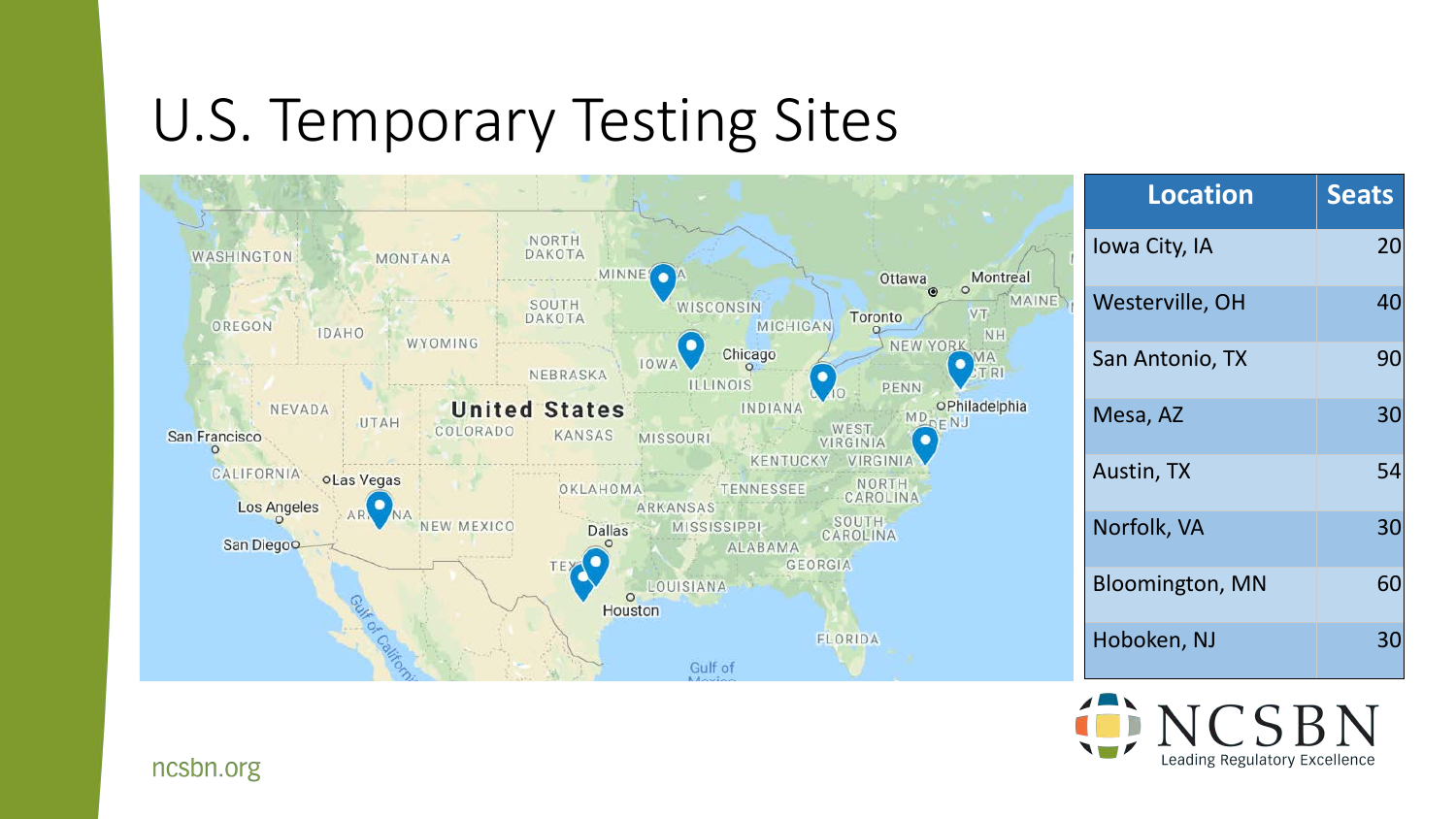# U.S. Temporary Testing Sites

| Location | Seats |
|---|---|
| Iowa City, IA | 20 |
| Westerville, OH | 40 |
| San Antonio, TX | 90 |
| Mesa, AZ | 30 |
| Austin, TX | 54 |
| Norfolk, VA | 30 |
| Bloomington, MN | 60 |
| Hoboken, NJ | 30 |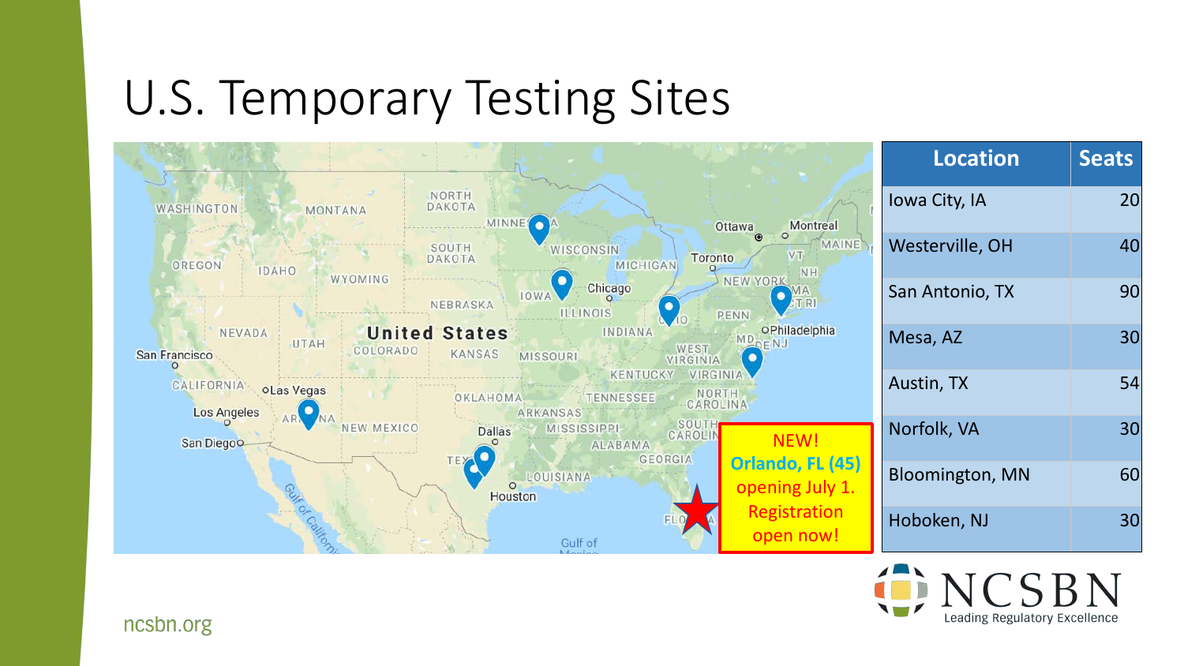# U.S. Temporary Testing Sites

| Location | Seats |
| --- | --- |
| Iowa City, IA | 20 |
| Westerville, OH | 40 |
| San Antonio, TX | 90 |
| Mesa, AZ | 30 |
| Austin, TX | 54 |
| Norfolk, VA | 30 |
| Bloomington, MN | 60 |
| Hoboken, NJ | 30 |

NEW! **Orlando, FL (45)** opening July 1. Registration open now!

ncsbn.org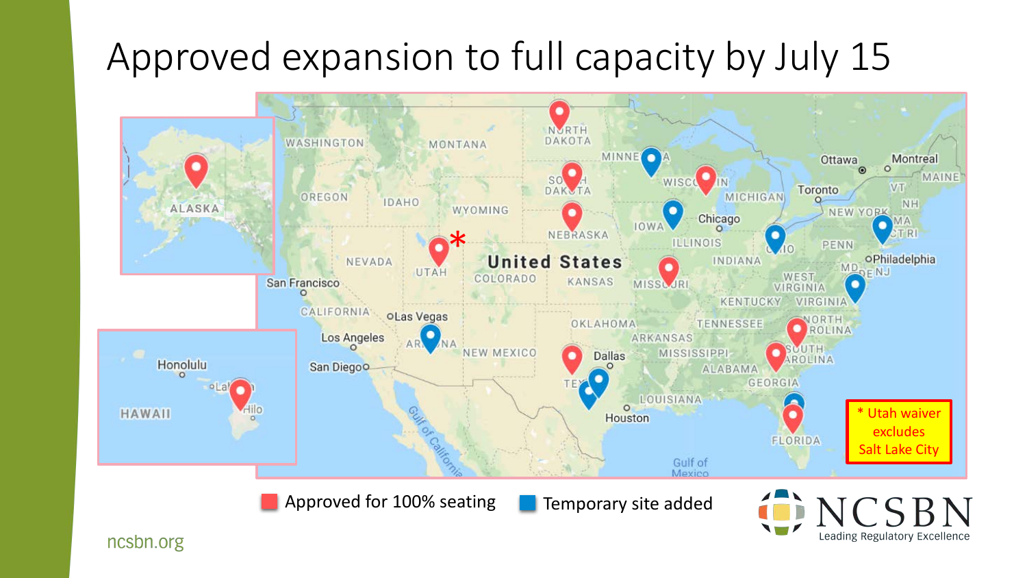# Approved expansion to full capacity by July 15

\* Utah waiver excludes Salt Lake City

Approved for 100% seating

Temporary site added

ncsbn.org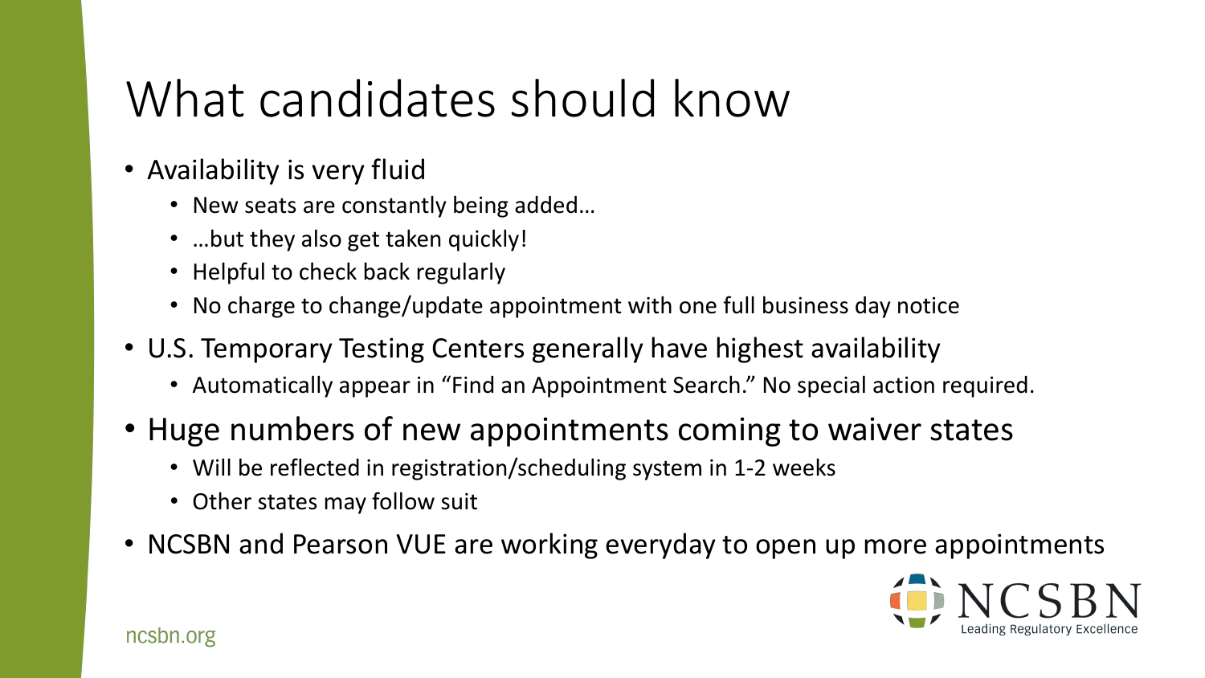# What candidates should know

- Availability is very fluid
  - New seats are constantly being added…
  - …but they also get taken quickly!
  - Helpful to check back regularly
  - No charge to change/update appointment with one full business day notice
- U.S. Temporary Testing Centers generally have highest availability
  - Automatically appear in "Find an Appointment Search." No special action required.
- Huge numbers of new appointments coming to waiver states
  - Will be reflected in registration/scheduling system in 1-2 weeks
  - Other states may follow suit
- NCSBN and Pearson VUE are working everyday to open up more appointments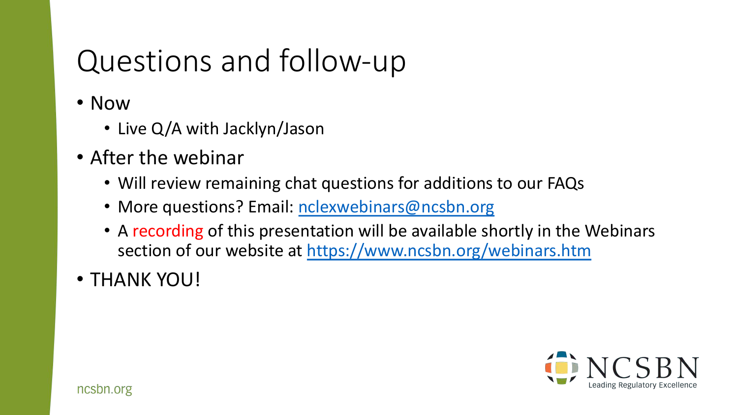# Questions and follow-up

- Now
  - Live Q/A with Jacklyn/Jason
- After the webinar
  - Will review remaining chat questions for additions to our FAQs
  - More questions? Email: nclexwebinars@ncsbn.org
  - A recording of this presentation will be available shortly in the Webinars section of our website at https://www.ncsbn.org/webinars.htm
- THANK YOU!

NCSBN
Leading Regulatory Excellence

ncsbn.org